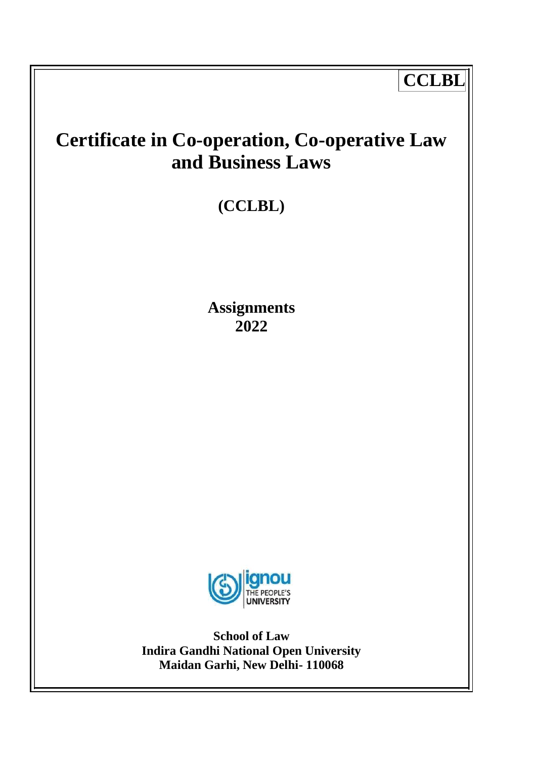**CCLBL**

# Certificate in Co-operation, Co-operative Law and Business Laws

## (CCLBL)

## Assignments
## 2022

**School of Law**
**Indira Gandhi National Open University**
**Maidan Garhi, New Delhi- 110068**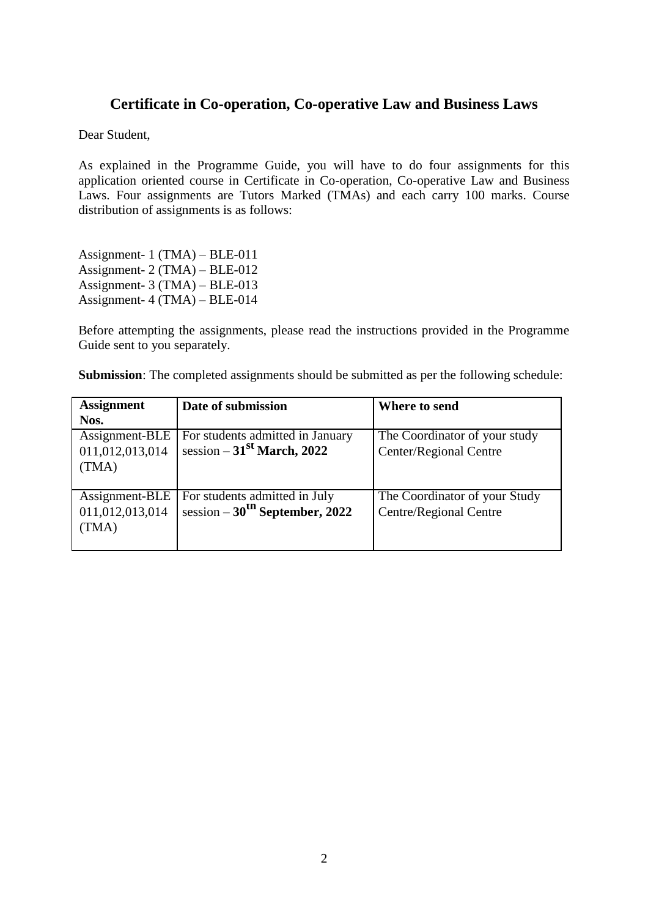## Certificate in Co-operation, Co-operative Law and Business Laws

Dear Student,

As explained in the Programme Guide, you will have to do four assignments for this application oriented course in Certificate in Co-operation, Co-operative Law and Business Laws. Four assignments are Tutors Marked (TMAs) and each carry 100 marks. Course distribution of assignments is as follows:

Assignment- 1 (TMA) – BLE-011
Assignment- 2 (TMA) – BLE-012
Assignment- 3 (TMA) – BLE-013
Assignment- 4 (TMA) – BLE-014

Before attempting the assignments, please read the instructions provided in the Programme Guide sent to you separately.

**Submission**: The completed assignments should be submitted as per the following schedule:

| **Assignment Nos.** | **Date of submission** | **Where to send** |
|---|---|---|
| Assignment-BLE 011,012,013,014 (TMA) | For students admitted in January session – **31st March, 2022** | The Coordinator of your study Center/Regional Centre |
| Assignment-BLE 011,012,013,014 (TMA) | For students admitted in July session – **30th September, 2022** | The Coordinator of your Study Centre/Regional Centre |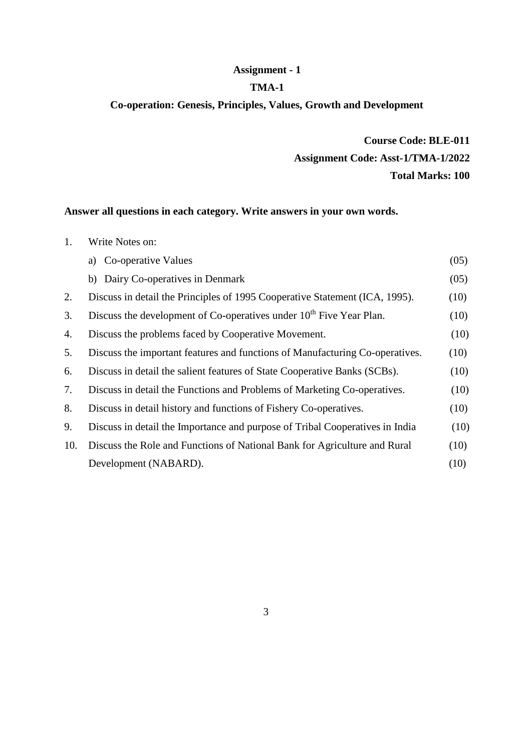**Assignment - 1**

**TMA-1**

**Co-operation: Genesis, Principles, Values, Growth and Development**

**Course Code: BLE-011**

**Assignment Code: Asst-1/TMA-1/2022**

**Total Marks: 100**

**Answer all questions in each category. Write answers in your own words.**

1. Write Notes on:
   a) Co-operative Values (05)
   b) Dairy Co-operatives in Denmark (05)
2. Discuss in detail the Principles of 1995 Cooperative Statement (ICA, 1995). (10)
3. Discuss the development of Co-operatives under $10^{th}$ Five Year Plan. (10)
4. Discuss the problems faced by Cooperative Movement. (10)
5. Discuss the important features and functions of Manufacturing Co-operatives. (10)
6. Discuss in detail the salient features of State Cooperative Banks (SCBs). (10)
7. Discuss in detail the Functions and Problems of Marketing Co-operatives. (10)
8. Discuss in detail history and functions of Fishery Co-operatives. (10)
9. Discuss in detail the Importance and purpose of Tribal Cooperatives in India (10)
10. Discuss the Role and Functions of National Bank for Agriculture and Rural Development (NABARD). (10)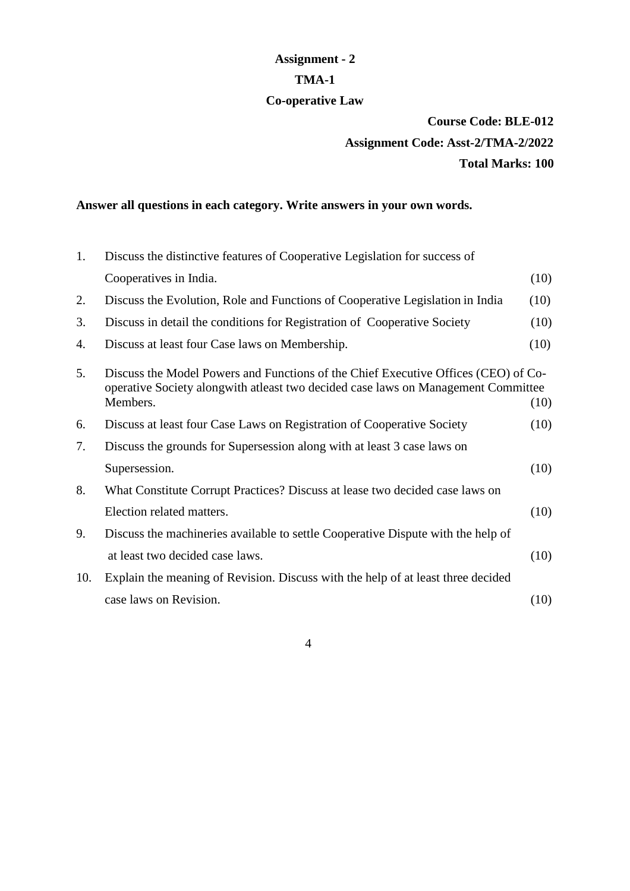# Assignment - 2

## TMA-1

## Co-operative Law

**Course Code: BLE-012**

**Assignment Code: Asst-2/TMA-2/2022**

**Total Marks: 100**

**Answer all questions in each category. Write answers in your own words.**

1. Discuss the distinctive features of Cooperative Legislation for success of Cooperatives in India. (10)
2. Discuss the Evolution, Role and Functions of Cooperative Legislation in India (10)
3. Discuss in detail the conditions for Registration of Cooperative Society (10)
4. Discuss at least four Case laws on Membership. (10)
5. Discuss the Model Powers and Functions of the Chief Executive Offices (CEO) of Co-operative Society alongwith atleast two decided case laws on Management Committee Members. (10)
6. Discuss at least four Case Laws on Registration of Cooperative Society (10)
7. Discuss the grounds for Supersession along with at least 3 case laws on Supersession. (10)
8. What Constitute Corrupt Practices? Discuss at lease two decided case laws on Election related matters. (10)
9. Discuss the machineries available to settle Cooperative Dispute with the help of at least two decided case laws. (10)
10. Explain the meaning of Revision. Discuss with the help of at least three decided case laws on Revision. (10)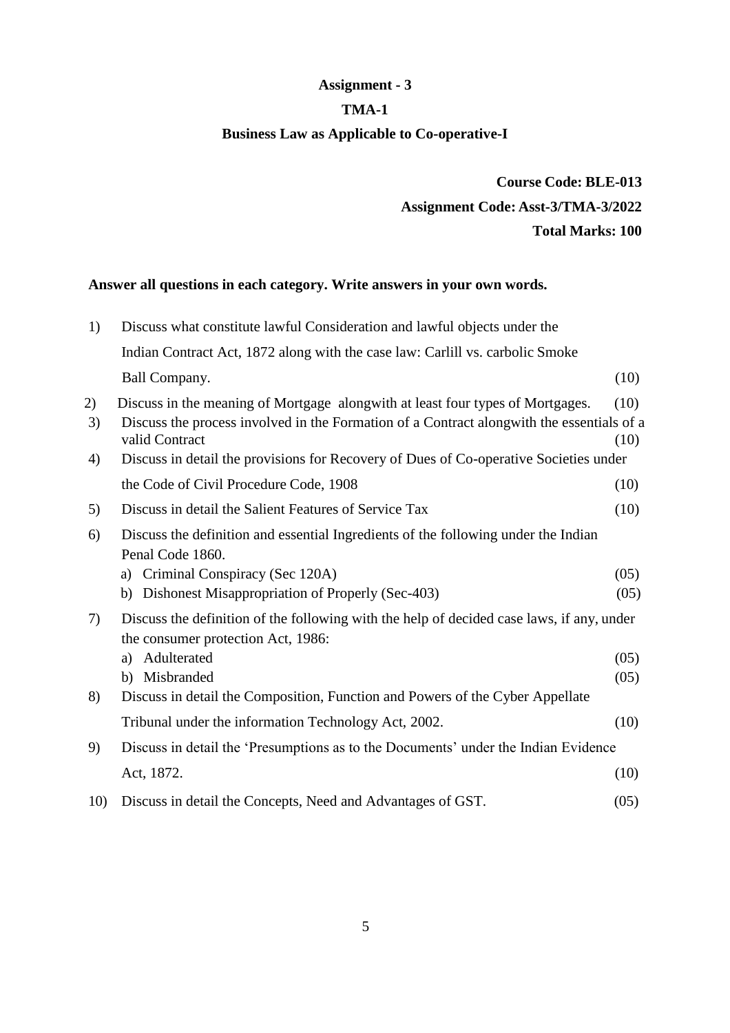**Assignment - 3**

**TMA-1**

**Business Law as Applicable to Co-operative-I**

**Course Code: BLE-013**

**Assignment Code: Asst-3/TMA-3/2022**

**Total Marks: 100**

**Answer all questions in each category. Write answers in your own words.**

1) Discuss what constitute lawful Consideration and lawful objects under the Indian Contract Act, 1872 along with the case law: Carlill vs. carbolic Smoke Ball Company. (10)

2) Discuss in the meaning of Mortgage alongwith at least four types of Mortgages. (10)

3) Discuss the process involved in the Formation of a Contract alongwith the essentials of a valid Contract (10)

4) Discuss in detail the provisions for Recovery of Dues of Co-operative Societies under the Code of Civil Procedure Code, 1908 (10)

5) Discuss in detail the Salient Features of Service Tax (10)

6) Discuss the definition and essential Ingredients of the following under the Indian Penal Code 1860.
   a) Criminal Conspiracy (Sec 120A) (05)
   b) Dishonest Misappropriation of Properly (Sec-403) (05)

7) Discuss the definition of the following with the help of decided case laws, if any, under the consumer protection Act, 1986:
   a) Adulterated (05)
   b) Misbranded (05)

8) Discuss in detail the Composition, Function and Powers of the Cyber Appellate Tribunal under the information Technology Act, 2002. (10)

9) Discuss in detail the 'Presumptions as to the Documents' under the Indian Evidence Act, 1872. (10)

10) Discuss in detail the Concepts, Need and Advantages of GST. (05)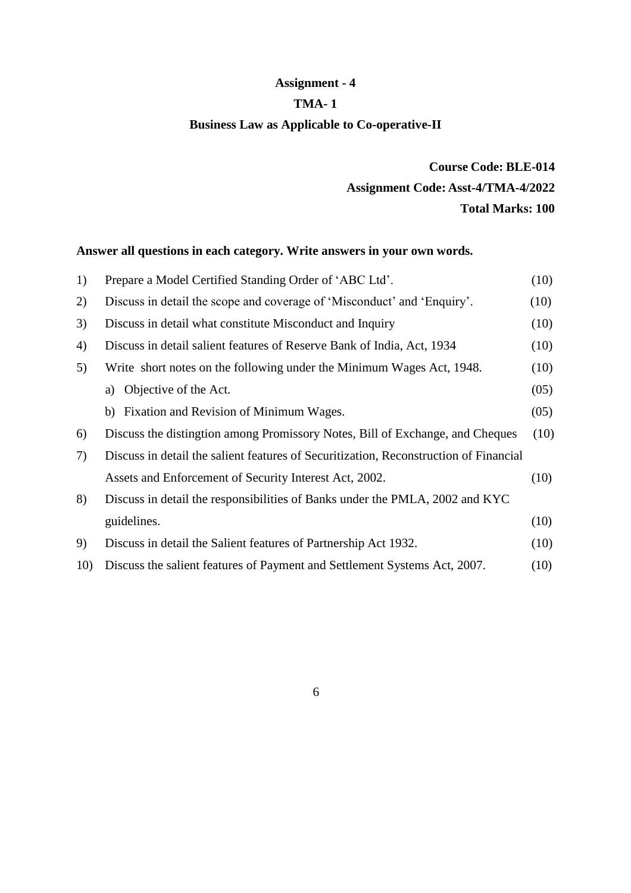**Assignment - 4**

**TMA- 1**

**Business Law as Applicable to Co-operative-II**

**Course Code: BLE-014**

**Assignment Code: Asst-4/TMA-4/2022**

**Total Marks: 100**

**Answer all questions in each category. Write answers in your own words.**

1) Prepare a Model Certified Standing Order of 'ABC Ltd'. (10)
2) Discuss in detail the scope and coverage of 'Misconduct' and 'Enquiry'. (10)
3) Discuss in detail what constitute Misconduct and Inquiry (10)
4) Discuss in detail salient features of Reserve Bank of India, Act, 1934 (10)
5) Write short notes on the following under the Minimum Wages Act, 1948. (10)
   a) Objective of the Act. (05)
   b) Fixation and Revision of Minimum Wages. (05)
6) Discuss the distingtion among Promissory Notes, Bill of Exchange, and Cheques (10)
7) Discuss in detail the salient features of Securitization, Reconstruction of Financial Assets and Enforcement of Security Interest Act, 2002. (10)
8) Discuss in detail the responsibilities of Banks under the PMLA, 2002 and KYC guidelines. (10)
9) Discuss in detail the Salient features of Partnership Act 1932. (10)
10) Discuss the salient features of Payment and Settlement Systems Act, 2007. (10)